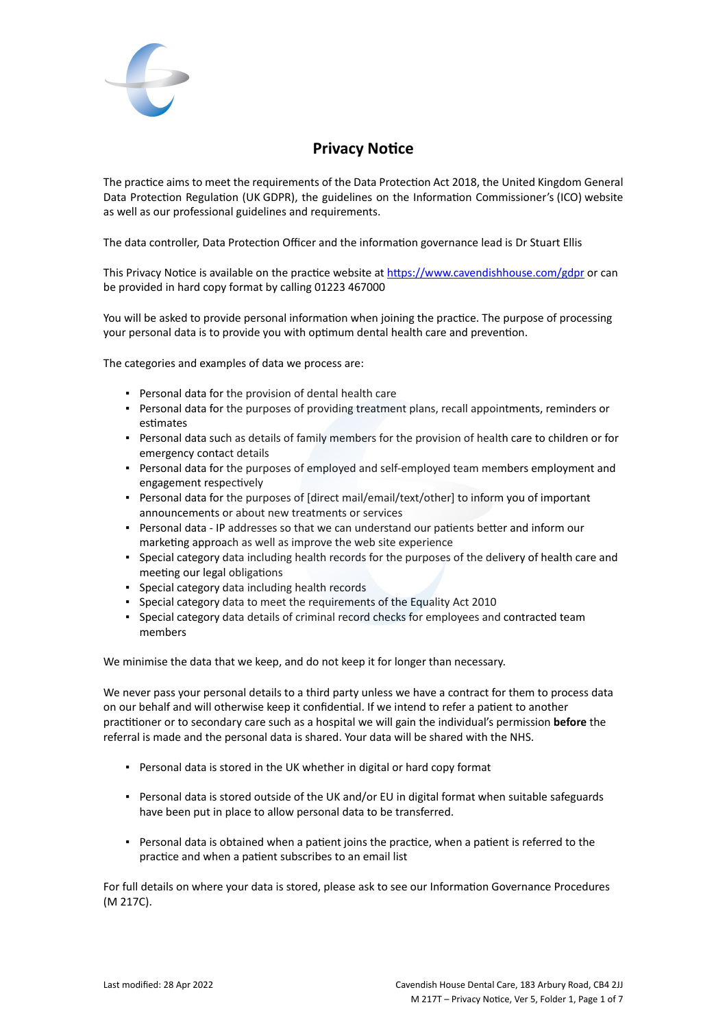# Privacy Notice

The practice aims to meet the requirements of the Data Protection Act 2018, the United Kingdom General Data Protection Regulation (UK GDPR), the guidelines on the Information Commissioner's (ICO) website as well as our professional guidelines and requirements.

The data controller, Data Protection Officer and the information governance lead is Dr Stuart Ellis

This Privacy Notice is available on the practice website at https://www.cavendishhouse.com/gdpr or can be provided in hard copy format by calling 01223 467000

You will be asked to provide personal information when joining the practice. The purpose of processing your personal data is to provide you with optimum dental health care and prevention.

The categories and examples of data we process are:

- Personal data for the provision of dental health care
- Personal data for the purposes of providing treatment plans, recall appointments, reminders or estimates
- Personal data such as details of family members for the provision of health care to children or for emergency contact details
- Personal data for the purposes of employed and self-employed team members employment and engagement respectively
- Personal data for the purposes of [direct mail/email/text/other] to inform you of important announcements or about new treatments or services
- Personal data - IP addresses so that we can understand our patients better and inform our marketing approach as well as improve the web site experience
- Special category data including health records for the purposes of the delivery of health care and meeting our legal obligations
- Special category data including health records
- Special category data to meet the requirements of the Equality Act 2010
- Special category data details of criminal record checks for employees and contracted team members

We minimise the data that we keep, and do not keep it for longer than necessary.

We never pass your personal details to a third party unless we have a contract for them to process data on our behalf and will otherwise keep it confidential. If we intend to refer a patient to another practitioner or to secondary care such as a hospital we will gain the individual's permission **before** the referral is made and the personal data is shared. Your data will be shared with the NHS.

- Personal data is stored in the UK whether in digital or hard copy format
- Personal data is stored outside of the UK and/or EU in digital format when suitable safeguards have been put in place to allow personal data to be transferred.
- Personal data is obtained when a patient joins the practice, when a patient is referred to the practice and when a patient subscribes to an email list

For full details on where your data is stored, please ask to see our Information Governance Procedures (M 217C).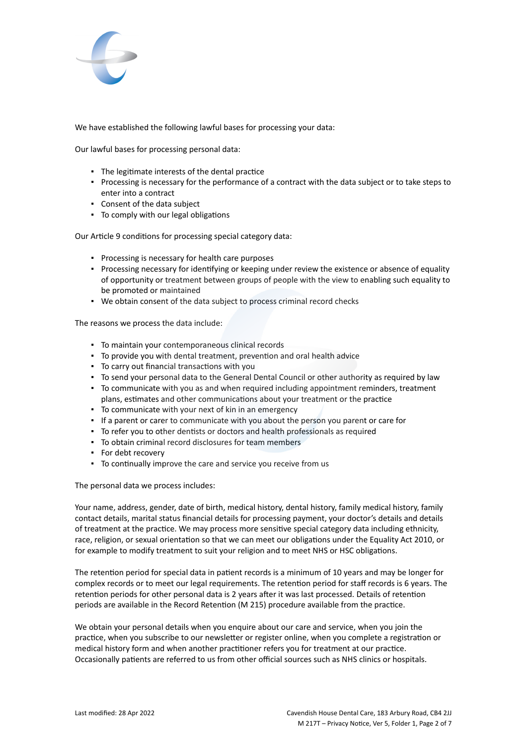We have established the following lawful bases for processing your data:

Our lawful bases for processing personal data:

- The legitimate interests of the dental practice
- Processing is necessary for the performance of a contract with the data subject or to take steps to enter into a contract
- Consent of the data subject
- To comply with our legal obligations

Our Article 9 conditions for processing special category data:

- Processing is necessary for health care purposes
- Processing necessary for identifying or keeping under review the existence or absence of equality of opportunity or treatment between groups of people with the view to enabling such equality to be promoted or maintained
- We obtain consent of the data subject to process criminal record checks

The reasons we process the data include:

- To maintain your contemporaneous clinical records
- To provide you with dental treatment, prevention and oral health advice
- To carry out financial transactions with you
- To send your personal data to the General Dental Council or other authority as required by law
- To communicate with you as and when required including appointment reminders, treatment plans, estimates and other communications about your treatment or the practice
- To communicate with your next of kin in an emergency
- If a parent or carer to communicate with you about the person you parent or care for
- To refer you to other dentists or doctors and health professionals as required
- To obtain criminal record disclosures for team members
- For debt recovery
- To continually improve the care and service you receive from us

The personal data we process includes:

Your name, address, gender, date of birth, medical history, dental history, family medical history, family contact details, marital status financial details for processing payment, your doctor's details and details of treatment at the practice. We may process more sensitive special category data including ethnicity, race, religion, or sexual orientation so that we can meet our obligations under the Equality Act 2010, or for example to modify treatment to suit your religion and to meet NHS or HSC obligations.

The retention period for special data in patient records is a minimum of 10 years and may be longer for complex records or to meet our legal requirements. The retention period for staff records is 6 years. The retention periods for other personal data is 2 years after it was last processed. Details of retention periods are available in the Record Retention (M 215) procedure available from the practice.

We obtain your personal details when you enquire about our care and service, when you join the practice, when you subscribe to our newsletter or register online, when you complete a registration or medical history form and when another practitioner refers you for treatment at our practice. Occasionally patients are referred to us from other official sources such as NHS clinics or hospitals.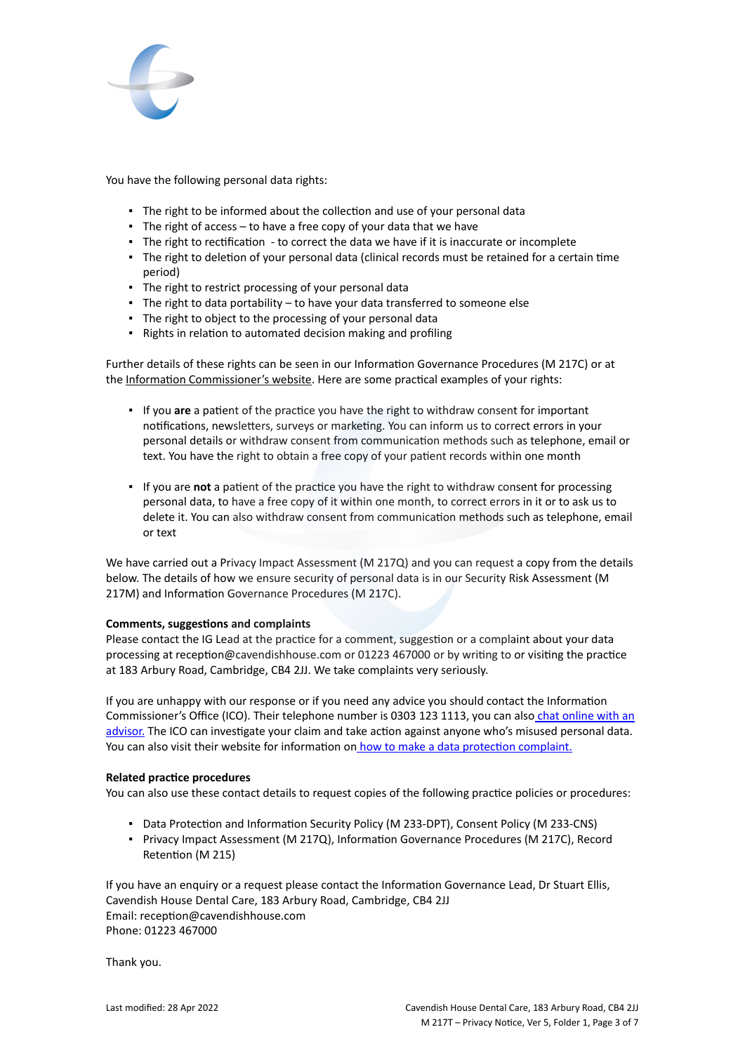You have the following personal data rights:

- The right to be informed about the collection and use of your personal data
- The right of access – to have a free copy of your data that we have
- The right to rectification - to correct the data we have if it is inaccurate or incomplete
- The right to deletion of your personal data (clinical records must be retained for a certain time period)
- The right to restrict processing of your personal data
- The right to data portability – to have your data transferred to someone else
- The right to object to the processing of your personal data
- Rights in relation to automated decision making and profiling

Further details of these rights can be seen in our Information Governance Procedures (M 217C) or at the Information Commissioner's website. Here are some practical examples of your rights:

- If you **are** a patient of the practice you have the right to withdraw consent for important notifications, newsletters, surveys or marketing. You can inform us to correct errors in your personal details or withdraw consent from communication methods such as telephone, email or text. You have the right to obtain a free copy of your patient records within one month

- If you are **not** a patient of the practice you have the right to withdraw consent for processing personal data, to have a free copy of it within one month, to correct errors in it or to ask us to delete it. You can also withdraw consent from communication methods such as telephone, email or text

We have carried out a Privacy Impact Assessment (M 217Q) and you can request a copy from the details below. The details of how we ensure security of personal data is in our Security Risk Assessment (M 217M) and Information Governance Procedures (M 217C).

**Comments, suggestions and complaints**

Please contact the IG Lead at the practice for a comment, suggestion or a complaint about your data processing at reception@cavendishhouse.com or 01223 467000 or by writing to or visiting the practice at 183 Arbury Road, Cambridge, CB4 2JJ. We take complaints very seriously.

If you are unhappy with our response or if you need any advice you should contact the Information Commissioner's Office (ICO). Their telephone number is 0303 123 1113, you can also chat online with an advisor. The ICO can investigate your claim and take action against anyone who's misused personal data. You can also visit their website for information on how to make a data protection complaint.

**Related practice procedures**

You can also use these contact details to request copies of the following practice policies or procedures:

- Data Protection and Information Security Policy (M 233-DPT), Consent Policy (M 233-CNS)
- Privacy Impact Assessment (M 217Q), Information Governance Procedures (M 217C), Record Retention (M 215)

If you have an enquiry or a request please contact the Information Governance Lead, Dr Stuart Ellis, Cavendish House Dental Care, 183 Arbury Road, Cambridge, CB4 2JJ
Email: reception@cavendishhouse.com
Phone: 01223 467000

Thank you.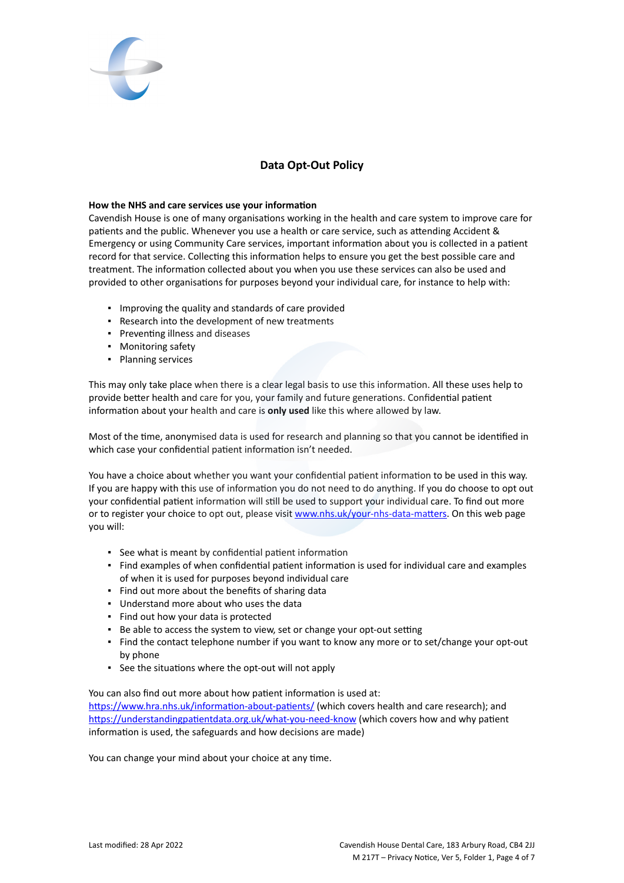# Data Opt-Out Policy

**How the NHS and care services use your information**

Cavendish House is one of many organisations working in the health and care system to improve care for patients and the public. Whenever you use a health or care service, such as attending Accident & Emergency or using Community Care services, important information about you is collected in a patient record for that service. Collecting this information helps to ensure you get the best possible care and treatment. The information collected about you when you use these services can also be used and provided to other organisations for purposes beyond your individual care, for instance to help with:

- Improving the quality and standards of care provided
- Research into the development of new treatments
- Preventing illness and diseases
- Monitoring safety
- Planning services

This may only take place when there is a clear legal basis to use this information. All these uses help to provide better health and care for you, your family and future generations. Confidential patient information about your health and care is **only used** like this where allowed by law.

Most of the time, anonymised data is used for research and planning so that you cannot be identified in which case your confidential patient information isn't needed.

You have a choice about whether you want your confidential patient information to be used in this way. If you are happy with this use of information you do not need to do anything. If you do choose to opt out your confidential patient information will still be used to support your individual care. To find out more or to register your choice to opt out, please visit [www.nhs.uk/your-nhs-data-matters](http://www.nhs.uk/your-nhs-data-matters). On this web page you will:

- See what is meant by confidential patient information
- Find examples of when confidential patient information is used for individual care and examples of when it is used for purposes beyond individual care
- Find out more about the benefits of sharing data
- Understand more about who uses the data
- Find out how your data is protected
- Be able to access the system to view, set or change your opt-out setting
- Find the contact telephone number if you want to know any more or to set/change your opt-out by phone
- See the situations where the opt-out will not apply

You can also find out more about how patient information is used at:
[https://www.hra.nhs.uk/information-about-patients/](https://www.hra.nhs.uk/information-about-patients/) (which covers health and care research); and [https://understandingpatientdata.org.uk/what-you-need-know](https://understandingpatientdata.org.uk/what-you-need-know) (which covers how and why patient information is used, the safeguards and how decisions are made)

You can change your mind about your choice at any time.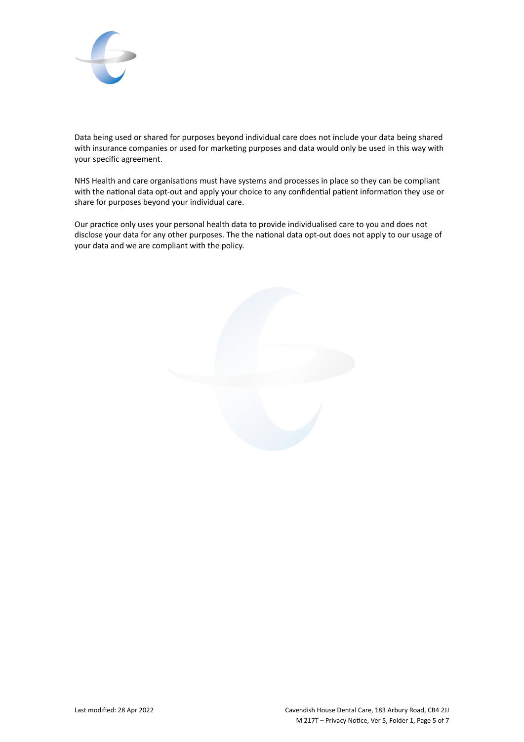Data being used or shared for purposes beyond individual care does not include your data being shared with insurance companies or used for marketing purposes and data would only be used in this way with your specific agreement.

NHS Health and care organisations must have systems and processes in place so they can be compliant with the national data opt-out and apply your choice to any confidential patient information they use or share for purposes beyond your individual care.

Our practice only uses your personal health data to provide individualised care to you and does not disclose your data for any other purposes. The the national data opt-out does not apply to our usage of your data and we are compliant with the policy.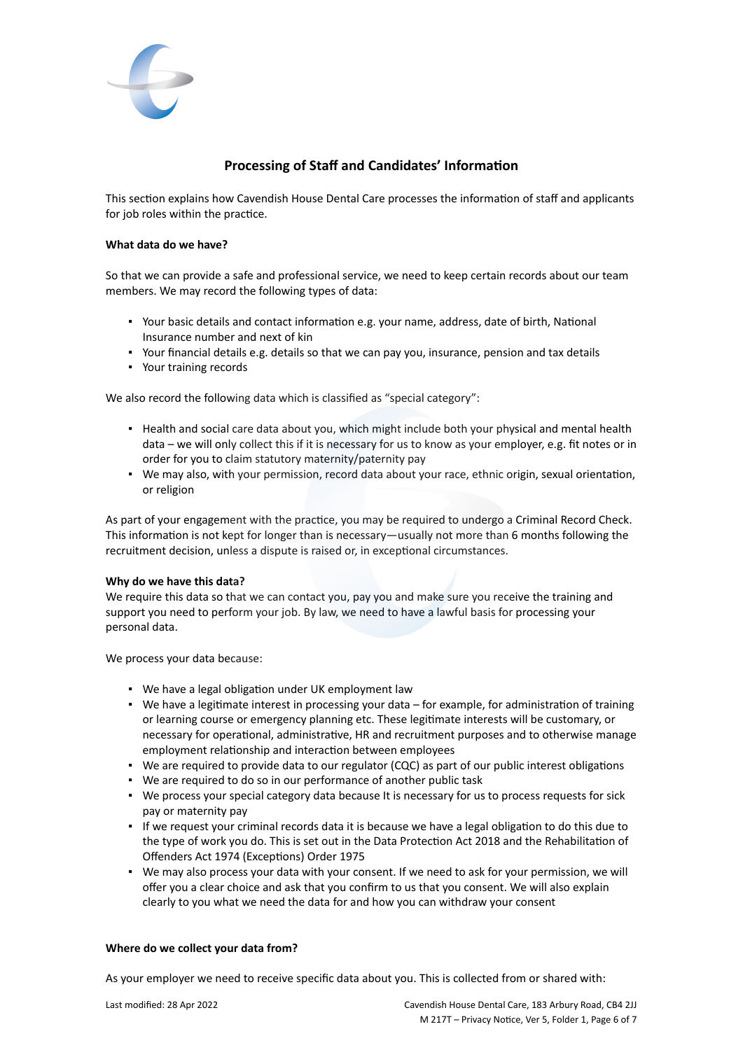## Processing of Staff and Candidates' Information

This section explains how Cavendish House Dental Care processes the information of staff and applicants for job roles within the practice.

**What data do we have?**

So that we can provide a safe and professional service, we need to keep certain records about our team members. We may record the following types of data:

- Your basic details and contact information e.g. your name, address, date of birth, National Insurance number and next of kin
- Your financial details e.g. details so that we can pay you, insurance, pension and tax details
- Your training records

We also record the following data which is classified as "special category":

- Health and social care data about you, which might include both your physical and mental health data – we will only collect this if it is necessary for us to know as your employer, e.g. fit notes or in order for you to claim statutory maternity/paternity pay
- We may also, with your permission, record data about your race, ethnic origin, sexual orientation, or religion

As part of your engagement with the practice, you may be required to undergo a Criminal Record Check. This information is not kept for longer than is necessary—usually not more than 6 months following the recruitment decision, unless a dispute is raised or, in exceptional circumstances.

**Why do we have this data?**
We require this data so that we can contact you, pay you and make sure you receive the training and support you need to perform your job. By law, we need to have a lawful basis for processing your personal data.

We process your data because:

- We have a legal obligation under UK employment law
- We have a legitimate interest in processing your data – for example, for administration of training or learning course or emergency planning etc. These legitimate interests will be customary, or necessary for operational, administrative, HR and recruitment purposes and to otherwise manage employment relationship and interaction between employees
- We are required to provide data to our regulator (CQC) as part of our public interest obligations
- We are required to do so in our performance of another public task
- We process your special category data because It is necessary for us to process requests for sick pay or maternity pay
- If we request your criminal records data it is because we have a legal obligation to do this due to the type of work you do. This is set out in the Data Protection Act 2018 and the Rehabilitation of Offenders Act 1974 (Exceptions) Order 1975
- We may also process your data with your consent. If we need to ask for your permission, we will offer you a clear choice and ask that you confirm to us that you consent. We will also explain clearly to you what we need the data for and how you can withdraw your consent

**Where do we collect your data from?**

As your employer we need to receive specific data about you. This is collected from or shared with: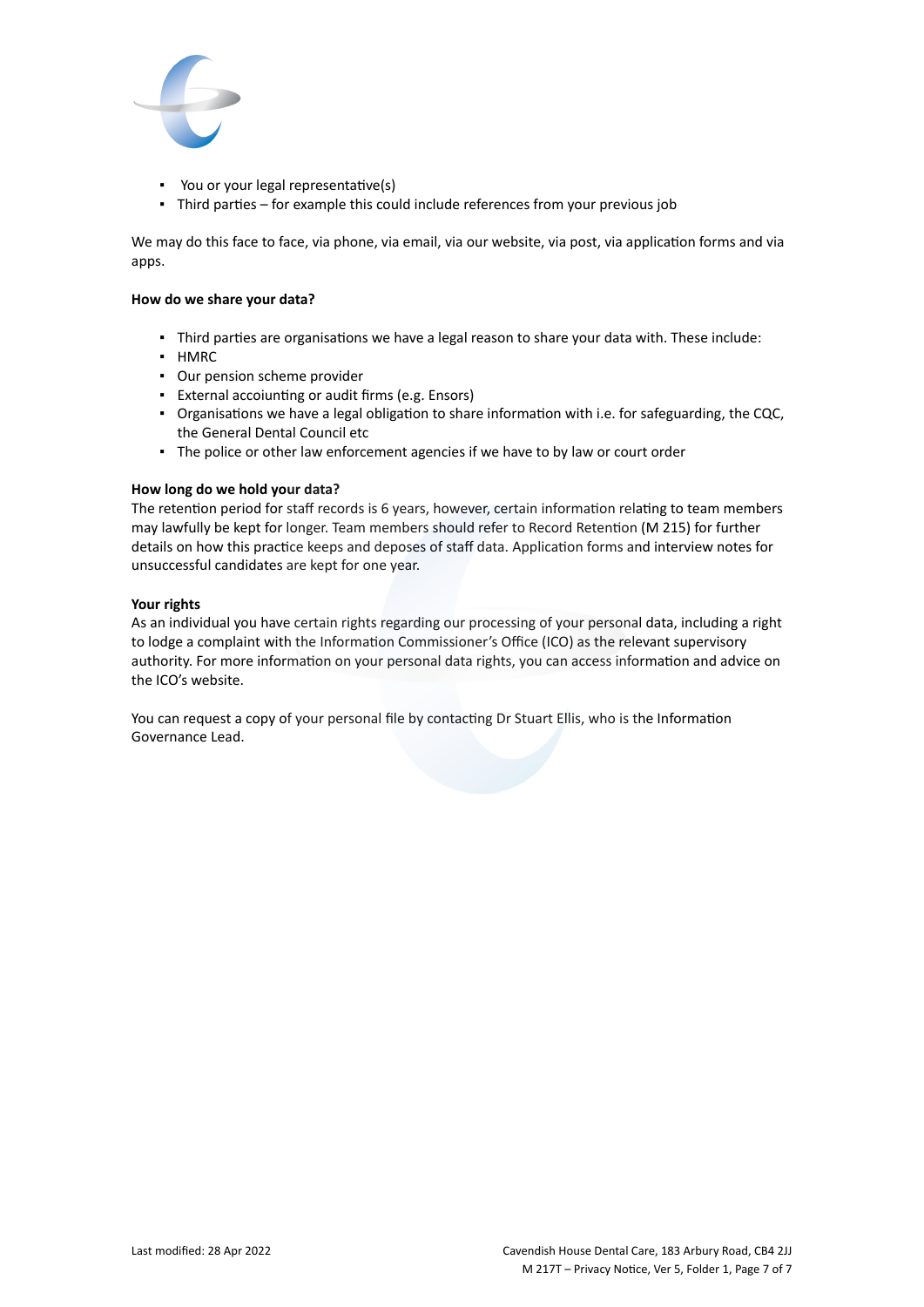- You or your legal representative(s)
- Third parties – for example this could include references from your previous job

We may do this face to face, via phone, via email, via our website, via post, via application forms and via apps.

**How do we share your data?**

- Third parties are organisations we have a legal reason to share your data with. These include:
- HMRC
- Our pension scheme provider
- External accoiunting or audit firms (e.g. Ensors)
- Organisations we have a legal obligation to share information with i.e. for safeguarding, the CQC, the General Dental Council etc
- The police or other law enforcement agencies if we have to by law or court order

**How long do we hold your data?**

The retention period for staff records is 6 years, however, certain information relating to team members may lawfully be kept for longer. Team members should refer to Record Retention (M 215) for further details on how this practice keeps and deposes of staff data. Application forms and interview notes for unsuccessful candidates are kept for one year.

**Your rights**

As an individual you have certain rights regarding our processing of your personal data, including a right to lodge a complaint with the Information Commissioner's Office (ICO) as the relevant supervisory authority. For more information on your personal data rights, you can access information and advice on the ICO's website.

You can request a copy of your personal file by contacting Dr Stuart Ellis, who is the Information Governance Lead.